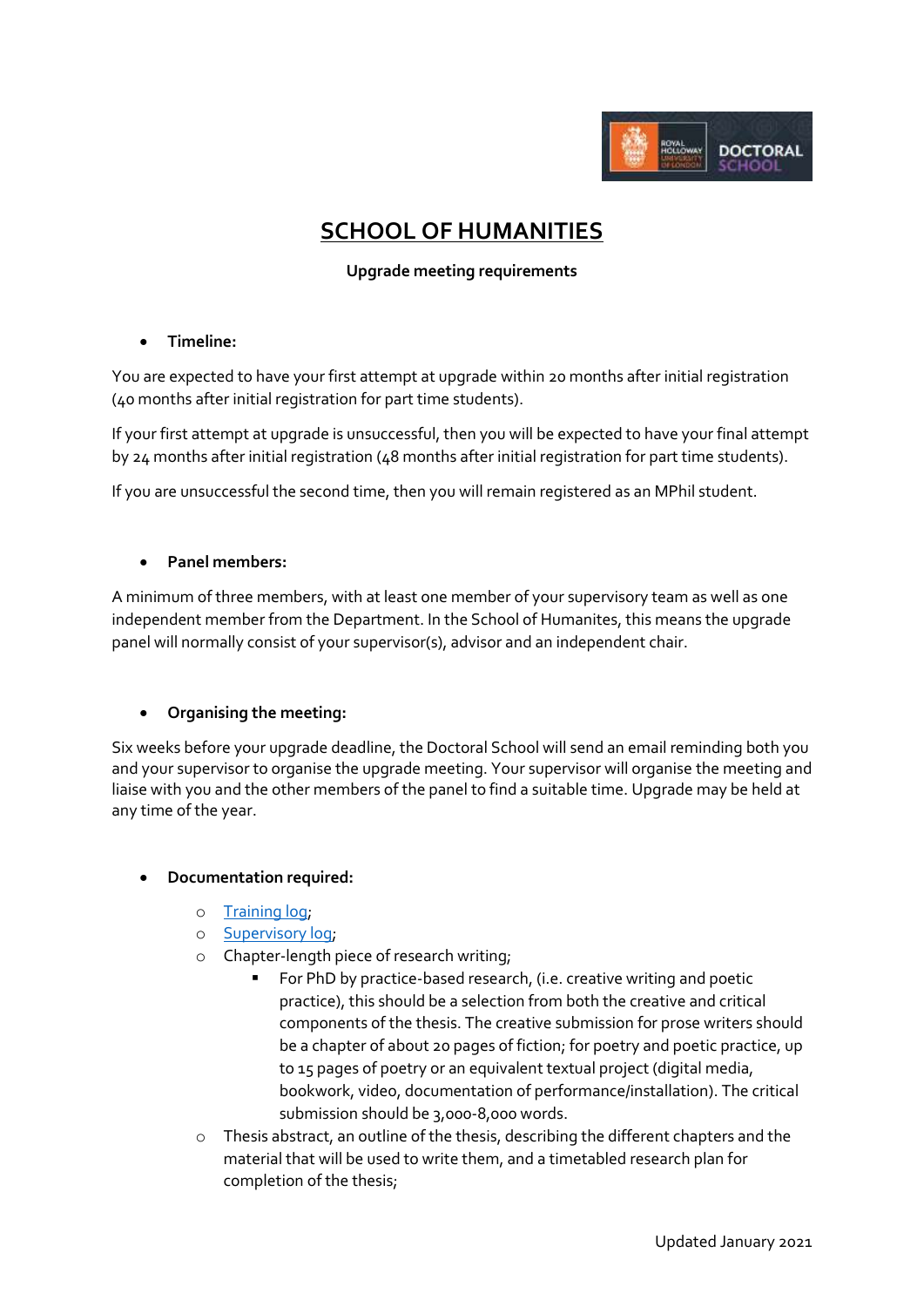# SCHOOL OF HUMANITIES

**Upgrade meeting requirements**

- **Timeline:**

You are expected to have your first attempt at upgrade within 20 months after initial registration (40 months after initial registration for part time students).

If your first attempt at upgrade is unsuccessful, then you will be expected to have your final attempt by 24 months after initial registration (48 months after initial registration for part time students).

If you are unsuccessful the second time, then you will remain registered as an MPhil student.

- **Panel members:**

A minimum of three members, with at least one member of your supervisory team as well as one independent member from the Department. In the School of Humanites, this means the upgrade panel will normally consist of your supervisor(s), advisor and an independent chair.

- **Organising the meeting:**

Six weeks before your upgrade deadline, the Doctoral School will send an email reminding both you and your supervisor to organise the upgrade meeting. Your supervisor will organise the meeting and liaise with you and the other members of the panel to find a suitable time. Upgrade may be held at any time of the year.

- **Documentation required:**
    - Training log;
    - Supervisory log;
    - Chapter-length piece of research writing;
        - For PhD by practice-based research, (i.e. creative writing and poetic practice), this should be a selection from both the creative and critical components of the thesis. The creative submission for prose writers should be a chapter of about 20 pages of fiction; for poetry and poetic practice, up to 15 pages of poetry or an equivalent textual project (digital media, bookwork, video, documentation of performance/installation). The critical submission should be 3,000-8,000 words.
    - Thesis abstract, an outline of the thesis, describing the different chapters and the material that will be used to write them, and a timetabled research plan for completion of the thesis;

Updated January 2021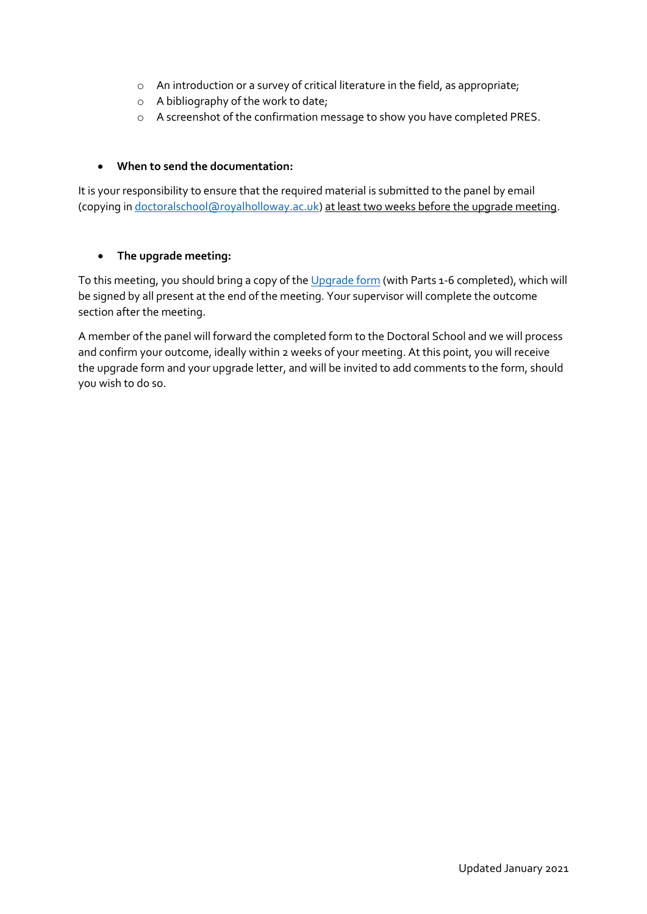- An introduction or a survey of critical literature in the field, as appropriate;
- A bibliography of the work to date;
- A screenshot of the confirmation message to show you have completed PRES.

- **When to send the documentation:**

It is your responsibility to ensure that the required material is submitted to the panel by email (copying in doctoralschool@royalholloway.ac.uk) at least two weeks before the upgrade meeting.

- **The upgrade meeting:**

To this meeting, you should bring a copy of the Upgrade form (with Parts 1-6 completed), which will be signed by all present at the end of the meeting. Your supervisor will complete the outcome section after the meeting.

A member of the panel will forward the completed form to the Doctoral School and we will process and confirm your outcome, ideally within 2 weeks of your meeting. At this point, you will receive the upgrade form and your upgrade letter, and will be invited to add comments to the form, should you wish to do so.

Updated January 2021